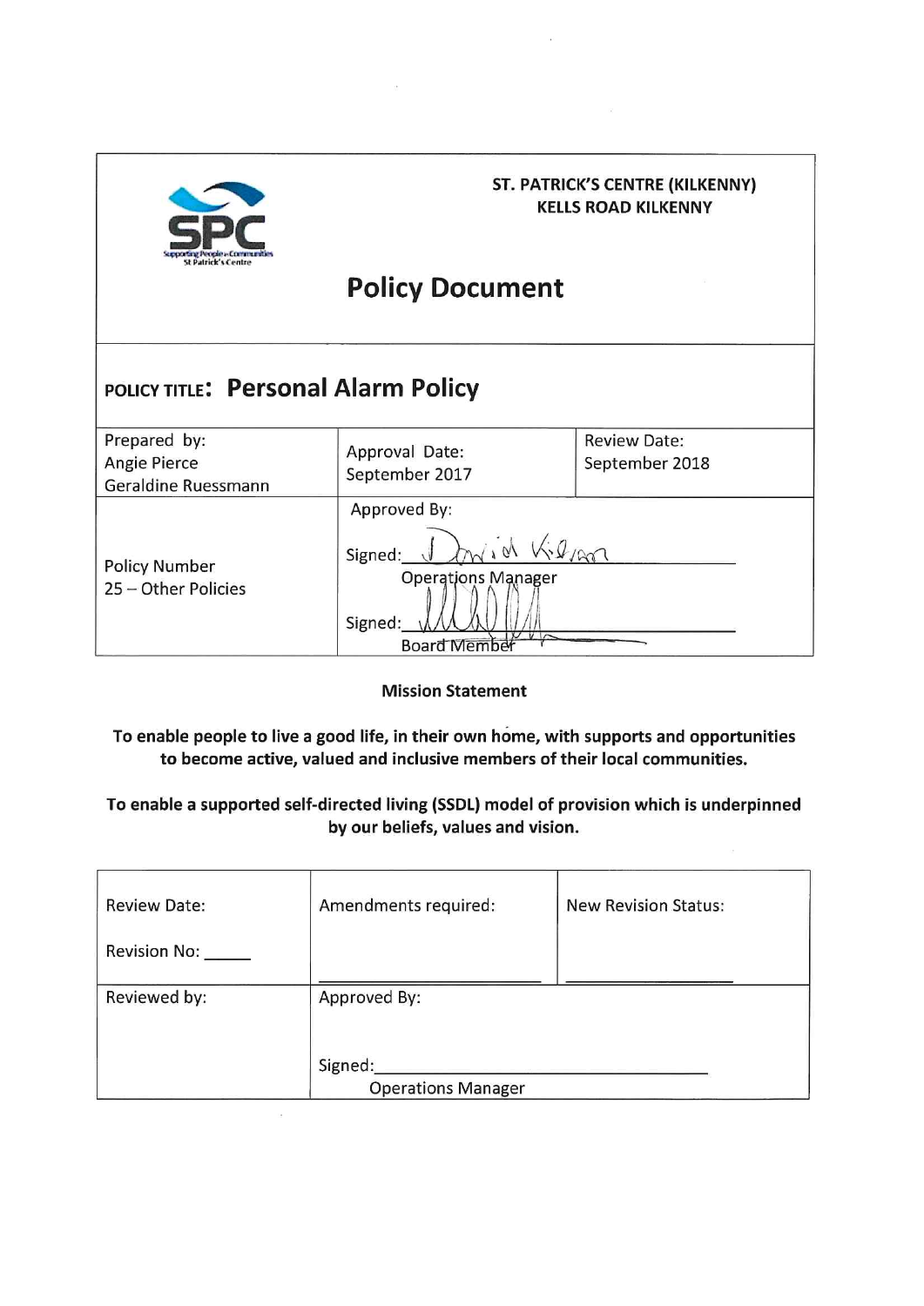**ST. PATRICK'S CENTRE (KILKENNY)**
**KELLS ROAD KILKENNY**

SPC
Supporting People in Communities
St Patrick's Centre

# Policy Document

## POLICY TITLE: Personal Alarm Policy

| Prepared by: Angie Pierce Geraldine Ruessmann | Approval Date: September 2017 | Review Date: September 2018 |
|---|---|---|
| Policy Number 25 – Other Policies | Approved By: Signed: David Killeen Operations Manager Signed: ______ Board Member | |

**Mission Statement**

**To enable people to live a good life, in their own home, with supports and opportunities to become active, valued and inclusive members of their local communities.**

**To enable a supported self-directed living (SSDL) model of provision which is underpinned by our beliefs, values and vision.**

| Review Date: Revision No: _____ | Amendments required: ______ | New Revision Status: ______ |
|---|---|---|
| Reviewed by: | Approved By: Signed: ______ Operations Manager | |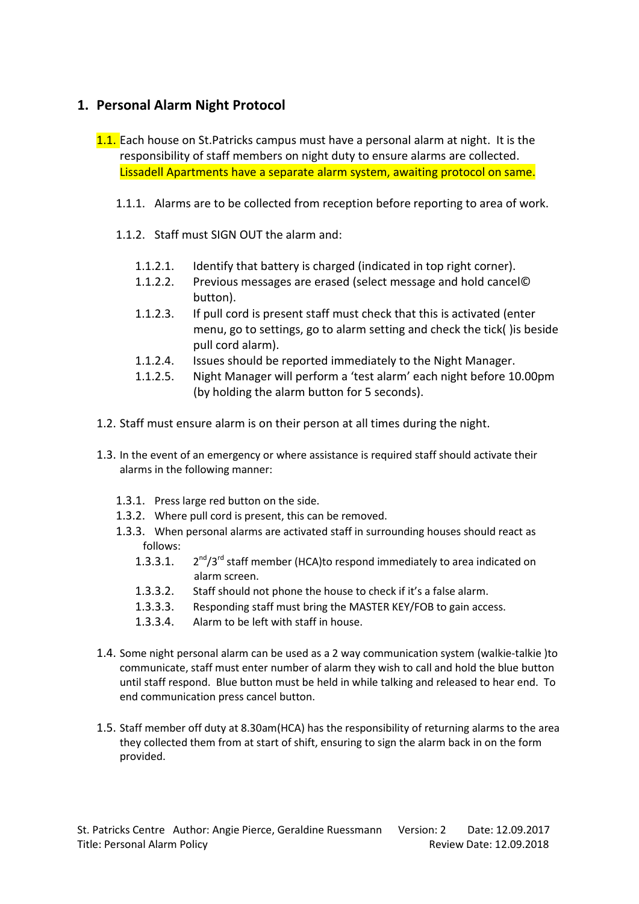## 1. Personal Alarm Night Protocol

1.1. Each house on St.Patricks campus must have a personal alarm at night. It is the responsibility of staff members on night duty to ensure alarms are collected. Lissadell Apartments have a separate alarm system, awaiting protocol on same.

- 1.1.1. Alarms are to be collected from reception before reporting to area of work.
- 1.1.2. Staff must SIGN OUT the alarm and:
  - 1.1.2.1. Identify that battery is charged (indicated in top right corner).
  - 1.1.2.2. Previous messages are erased (select message and hold cancel© button).
  - 1.1.2.3. If pull cord is present staff must check that this is activated (enter menu, go to settings, go to alarm setting and check the tick( )is beside pull cord alarm).
  - 1.1.2.4. Issues should be reported immediately to the Night Manager.
  - 1.1.2.5. Night Manager will perform a 'test alarm' each night before 10.00pm (by holding the alarm button for 5 seconds).

1.2. Staff must ensure alarm is on their person at all times during the night.

1.3. In the event of an emergency or where assistance is required staff should activate their alarms in the following manner:

- 1.3.1. Press large red button on the side.
- 1.3.2. Where pull cord is present, this can be removed.
- 1.3.3. When personal alarms are activated staff in surrounding houses should react as follows:
  - 1.3.3.1. 2nd/3rd staff member (HCA)to respond immediately to area indicated on alarm screen.
  - 1.3.3.2. Staff should not phone the house to check if it's a false alarm.
  - 1.3.3.3. Responding staff must bring the MASTER KEY/FOB to gain access.
  - 1.3.3.4. Alarm to be left with staff in house.

1.4. Some night personal alarm can be used as a 2 way communication system (walkie-talkie )to communicate, staff must enter number of alarm they wish to call and hold the blue button until staff respond. Blue button must be held in while talking and released to hear end. To end communication press cancel button.

1.5. Staff member off duty at 8.30am(HCA) has the responsibility of returning alarms to the area they collected them from at start of shift, ensuring to sign the alarm back in on the form provided.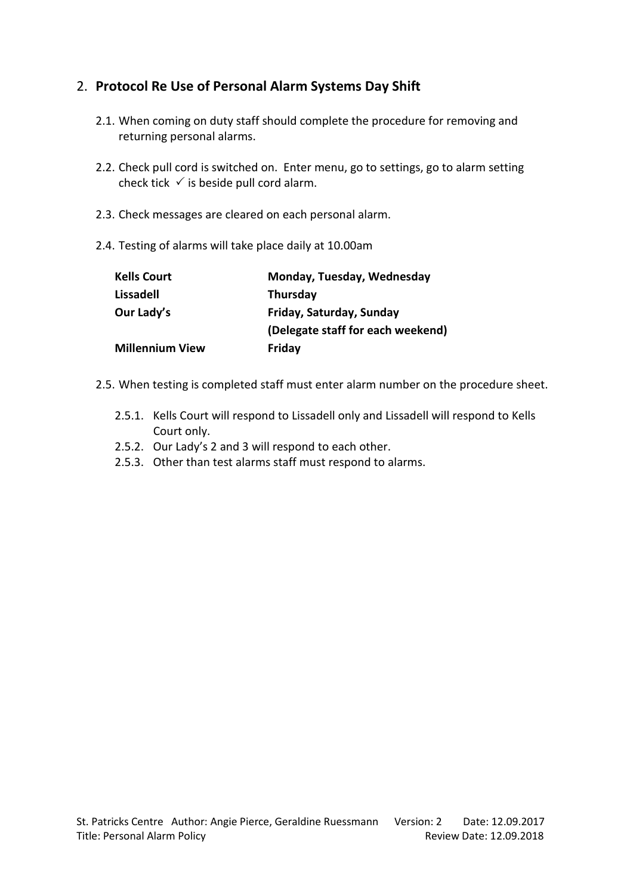## 2. **Protocol Re Use of Personal Alarm Systems Day Shift**

2.1. When coming on duty staff should complete the procedure for removing and returning personal alarms.

2.2. Check pull cord is switched on. Enter menu, go to settings, go to alarm setting check tick ✓ is beside pull cord alarm.

2.3. Check messages are cleared on each personal alarm.

2.4. Testing of alarms will take place daily at 10.00am

| | |
|---|---|
| **Kells Court** | **Monday, Tuesday, Wednesday** |
| **Lissadell** | **Thursday** |
| **Our Lady's** | **Friday, Saturday, Sunday** |
| | **(Delegate staff for each weekend)** |
| **Millennium View** | **Friday** |

2.5. When testing is completed staff must enter alarm number on the procedure sheet.

2.5.1. Kells Court will respond to Lissadell only and Lissadell will respond to Kells Court only.

2.5.2. Our Lady's 2 and 3 will respond to each other.

2.5.3. Other than test alarms staff must respond to alarms.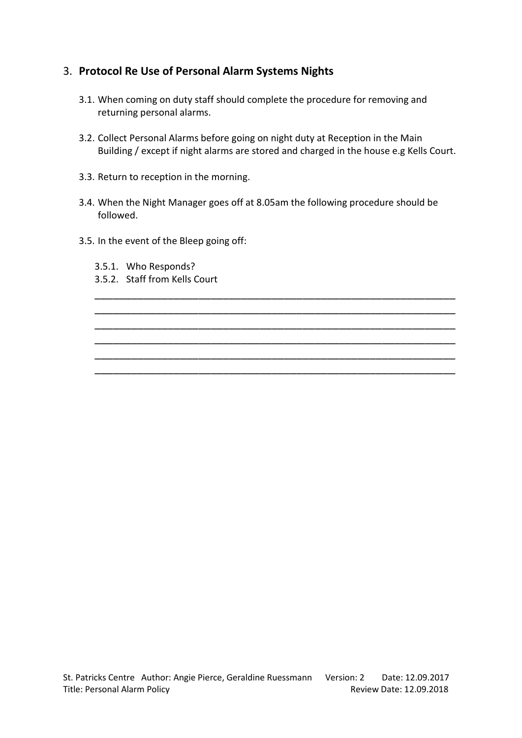## 3. **Protocol Re Use of Personal Alarm Systems Nights**

3.1. When coming on duty staff should complete the procedure for removing and returning personal alarms.

3.2. Collect Personal Alarms before going on night duty at Reception in the Main Building / except if night alarms are stored and charged in the house e.g Kells Court.

3.3. Return to reception in the morning.

3.4. When the Night Manager goes off at 8.05am the following procedure should be followed.

3.5. In the event of the Bleep going off:

3.5.1. Who Responds?

3.5.2. Staff from Kells Court

______________________________________________________________________
______________________________________________________________________
______________________________________________________________________
______________________________________________________________________
______________________________________________________________________
______________________________________________________________________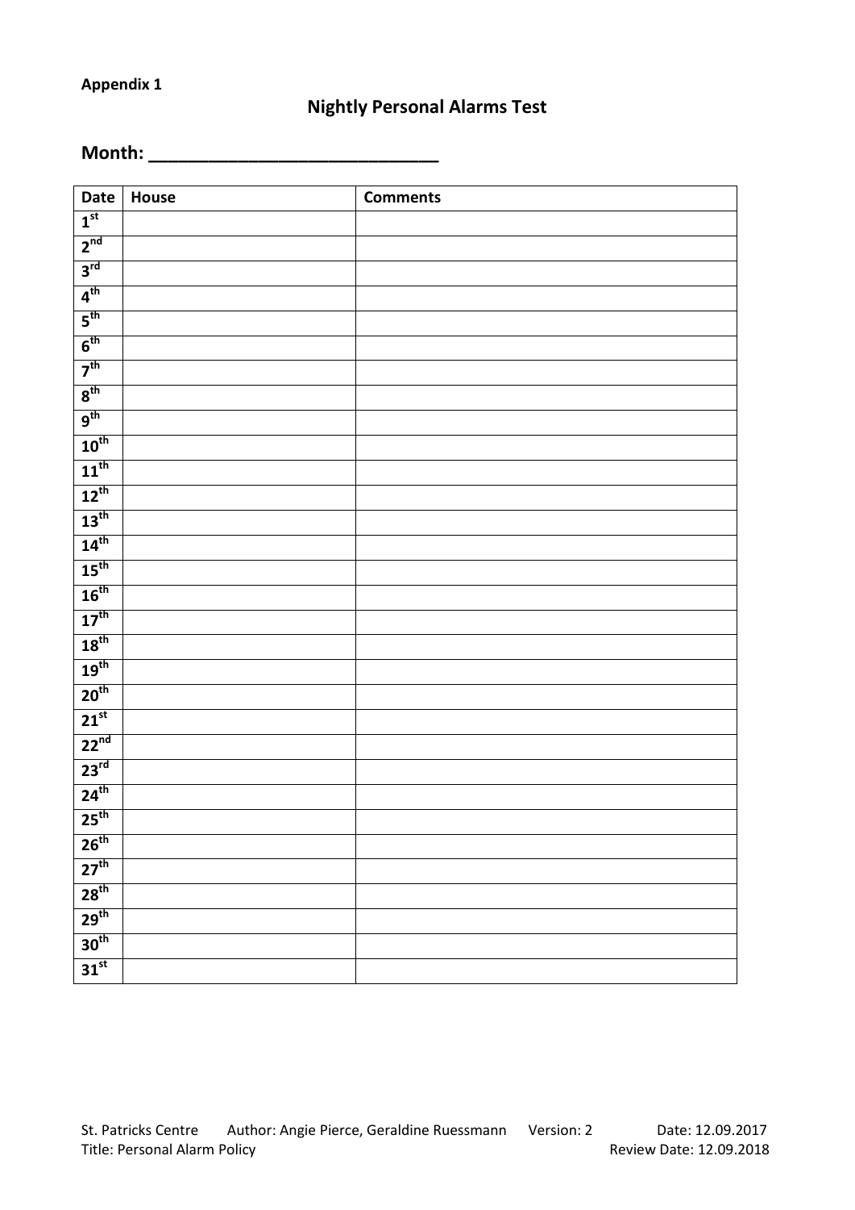**Appendix 1**

## Nightly Personal Alarms Test

### Month: ____________________________

| Date | House | Comments |
|---|---|---|
| 1st | | |
| 2nd | | |
| 3rd | | |
| 4th | | |
| 5th | | |
| 6th | | |
| 7th | | |
| 8th | | |
| 9th | | |
| 10th | | |
| 11th | | |
| 12th | | |
| 13th | | |
| 14th | | |
| 15th | | |
| 16th | | |
| 17th | | |
| 18th | | |
| 19th | | |
| 20th | | |
| 21st | | |
| 22nd | | |
| 23rd | | |
| 24th | | |
| 25th | | |
| 26th | | |
| 27th | | |
| 28th | | |
| 29th | | |
| 30th | | |
| 31st | | |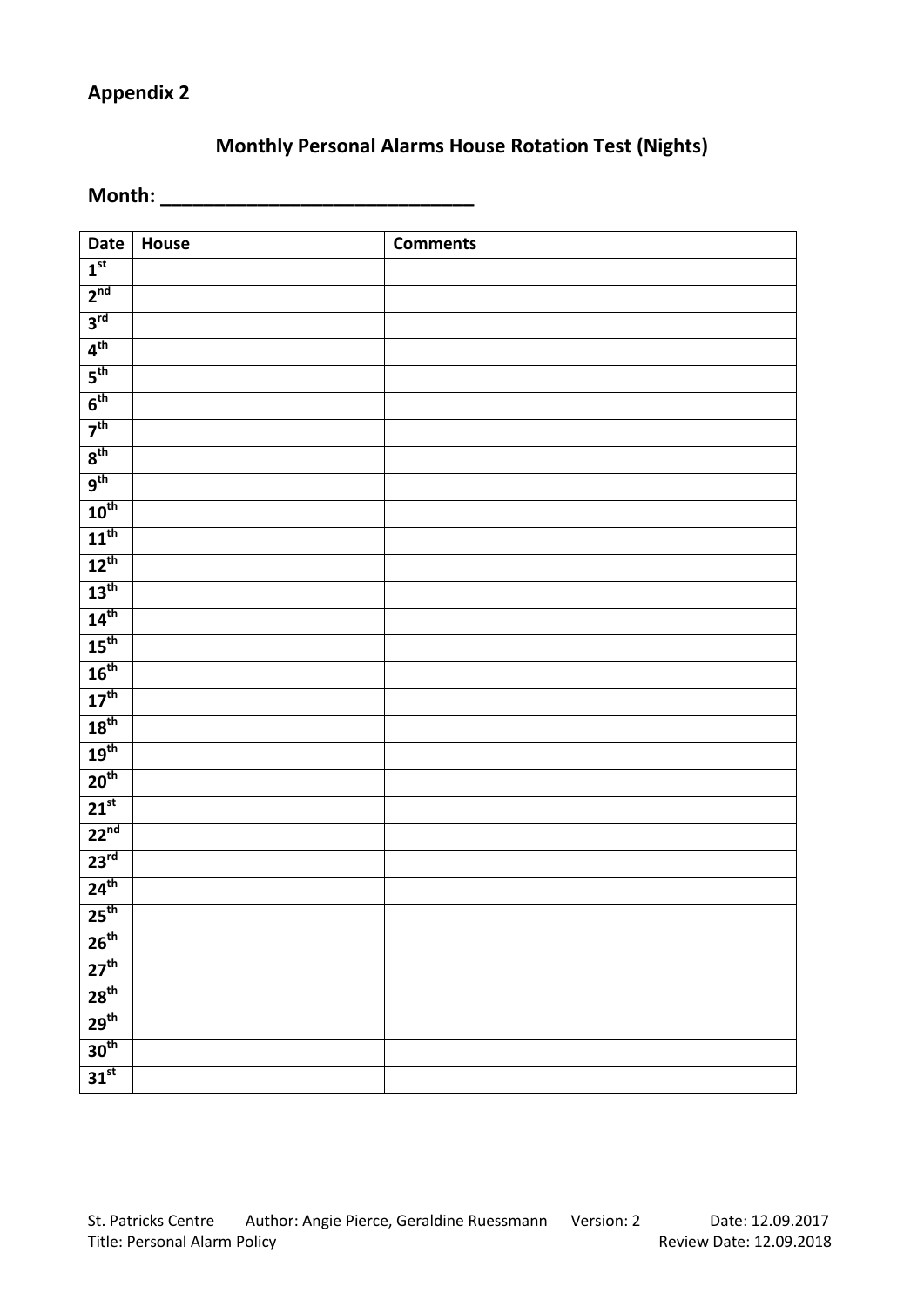## Appendix 2

### Monthly Personal Alarms House Rotation Test (Nights)

**Month: ____________________________**

| Date | House | Comments |
| --- | --- | --- |
| 1st | | |
| 2nd | | |
| 3rd | | |
| 4th | | |
| 5th | | |
| 6th | | |
| 7th | | |
| 8th | | |
| 9th | | |
| 10th | | |
| 11th | | |
| 12th | | |
| 13th | | |
| 14th | | |
| 15th | | |
| 16th | | |
| 17th | | |
| 18th | | |
| 19th | | |
| 20th | | |
| 21st | | |
| 22nd | | |
| 23rd | | |
| 24th | | |
| 25th | | |
| 26th | | |
| 27th | | |
| 28th | | |
| 29th | | |
| 30th | | |
| 31st | | |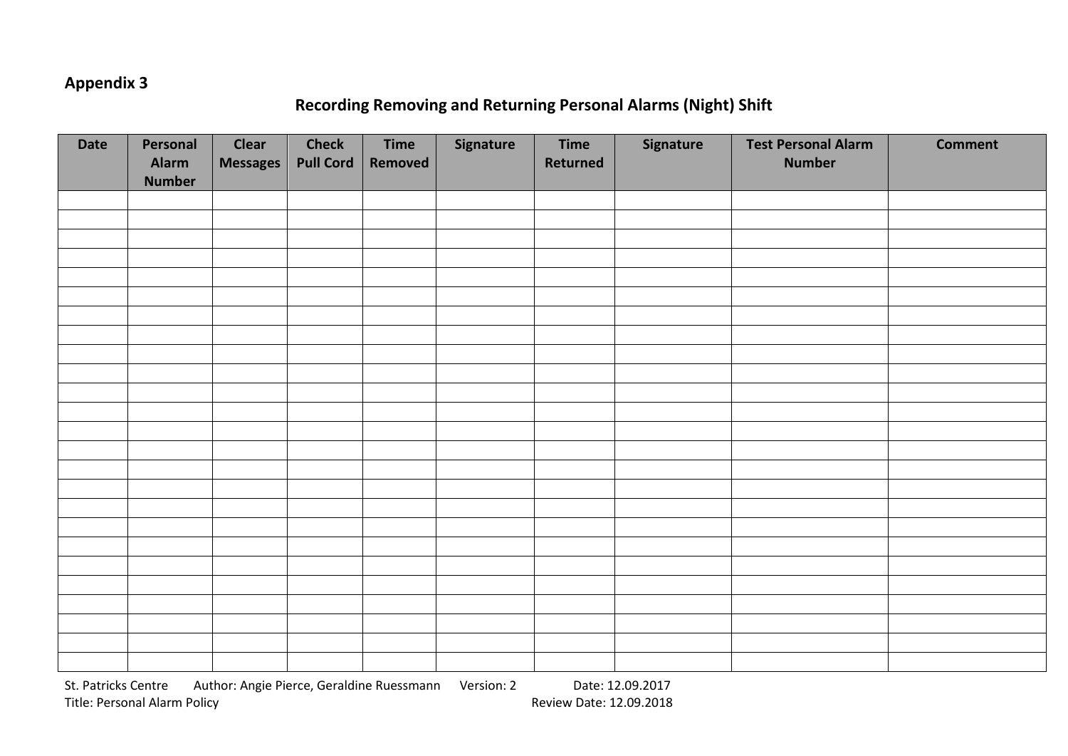**Appendix 3**

## Recording Removing and Returning Personal Alarms (Night) Shift

| Date | Personal Alarm Number | Clear Messages | Check Pull Cord | Time Removed | Signature | Time Returned | Signature | Test Personal Alarm Number | Comment |
|---|---|---|---|---|---|---|---|---|---|
| | | | | | | | | | |
| | | | | | | | | | |
| | | | | | | | | | |
| | | | | | | | | | |
| | | | | | | | | | |
| | | | | | | | | | |
| | | | | | | | | | |
| | | | | | | | | | |
| | | | | | | | | | |
| | | | | | | | | | |
| | | | | | | | | | |
| | | | | | | | | | |
| | | | | | | | | | |
| | | | | | | | | | |
| | | | | | | | | | |
| | | | | | | | | | |
| | | | | | | | | | |
| | | | | | | | | | |
| | | | | | | | | | |
| | | | | | | | | | |
| | | | | | | | | | |
| | | | | | | | | | |
| | | | | | | | | | |
| | | | | | | | | | |
| | | | | | | | | | |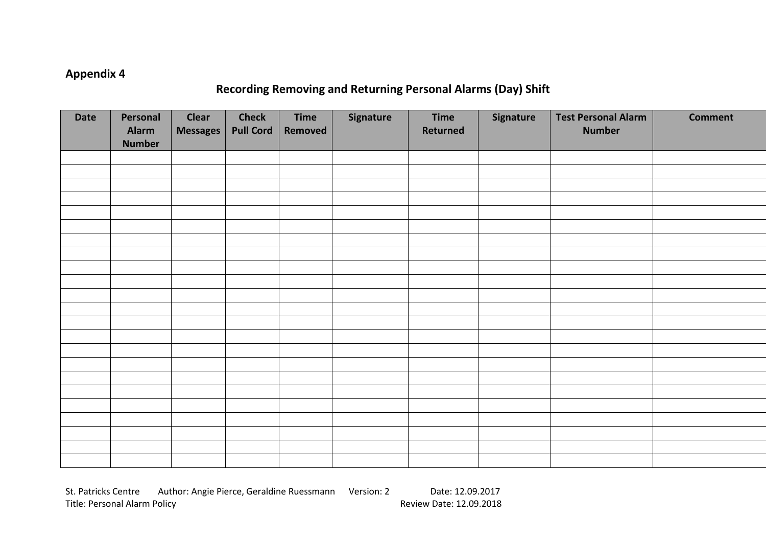**Appendix 4**

## Recording Removing and Returning Personal Alarms (Day) Shift

| Date | Personal Alarm Number | Clear Messages | Check Pull Cord | Time Removed | Signature | Time Returned | Signature | Test Personal Alarm Number | Comment |
|---|---|---|---|---|---|---|---|---|---|
| | | | | | | | | | |
| | | | | | | | | | |
| | | | | | | | | | |
| | | | | | | | | | |
| | | | | | | | | | |
| | | | | | | | | | |
| | | | | | | | | | |
| | | | | | | | | | |
| | | | | | | | | | |
| | | | | | | | | | |
| | | | | | | | | | |
| | | | | | | | | | |
| | | | | | | | | | |
| | | | | | | | | | |
| | | | | | | | | | |
| | | | | | | | | | |
| | | | | | | | | | |
| | | | | | | | | | |
| | | | | | | | | | |
| | | | | | | | | | |
| | | | | | | | | | |
| | | | | | | | | | |
| | | | | | | | | | |